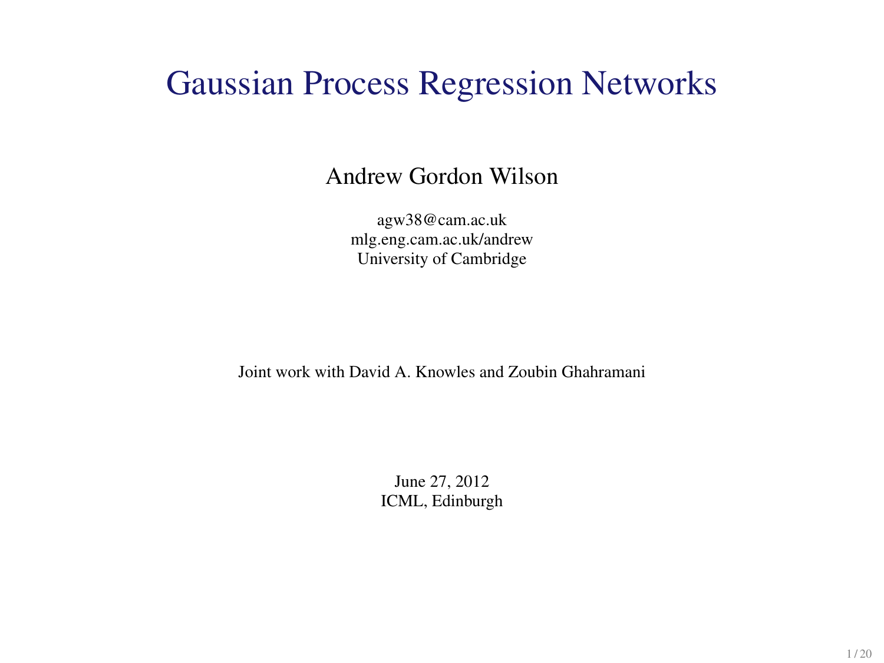# Gaussian Process Regression Networks

Andrew Gordon Wilson

agw38@cam.ac.uk
mlg.eng.cam.ac.uk/andrew
University of Cambridge

Joint work with David A. Knowles and Zoubin Ghahramani

June 27, 2012
ICML, Edinburgh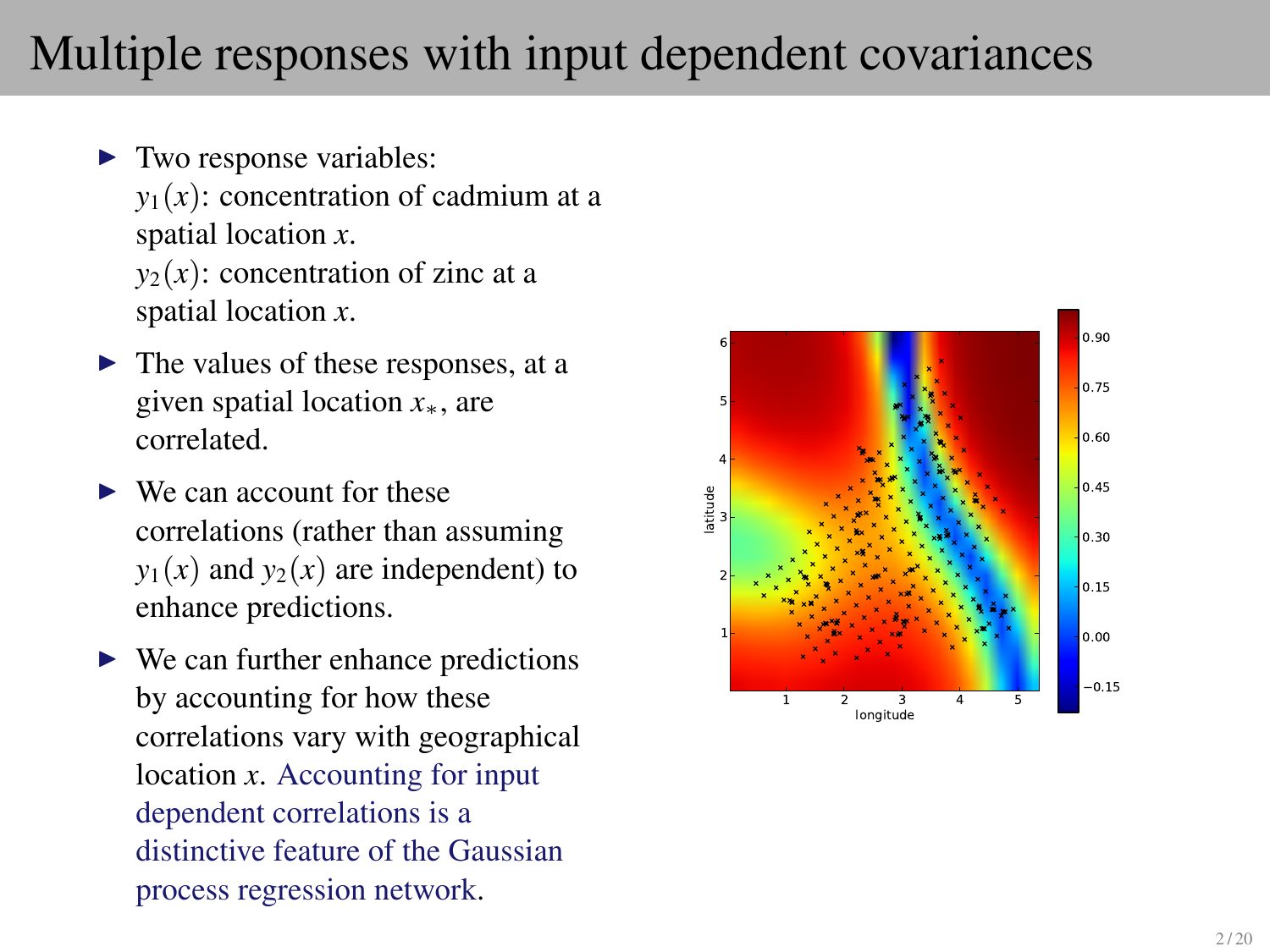# Multiple responses with input dependent covariances

- Two response variables:
  $y_1(x)$: concentration of cadmium at a spatial location $x$.
  $y_2(x)$: concentration of zinc at a spatial location $x$.
- The values of these responses, at a given spatial location $x_*$, are correlated.
- We can account for these correlations (rather than assuming $y_1(x)$ and $y_2(x)$ are independent) to enhance predictions.
- We can further enhance predictions by accounting for how these correlations vary with geographical location $x$. Accounting for input dependent correlations is a distinctive feature of the Gaussian process regression network.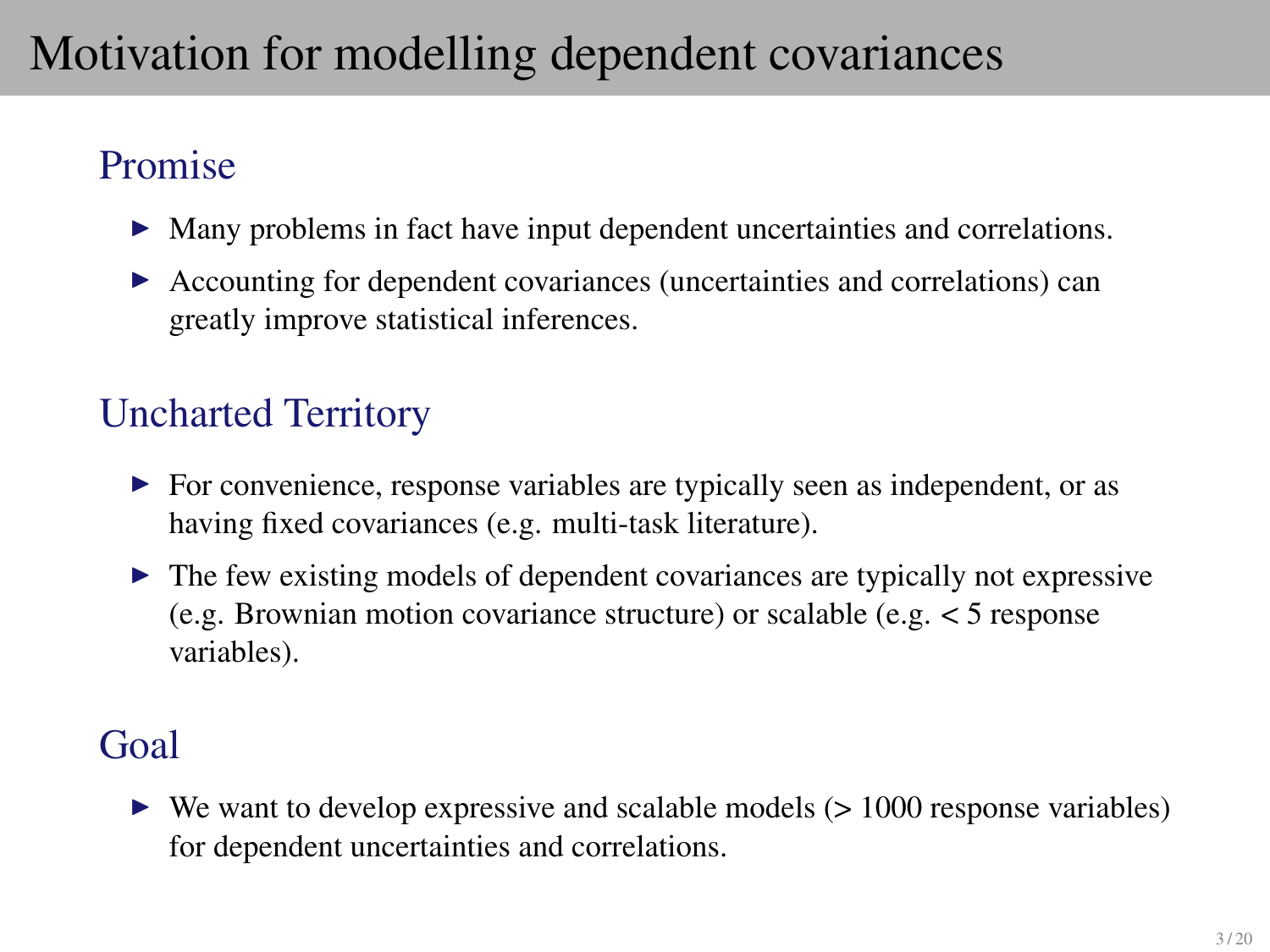# Motivation for modelling dependent covariances

## Promise

- Many problems in fact have input dependent uncertainties and correlations.
- Accounting for dependent covariances (uncertainties and correlations) can greatly improve statistical inferences.

## Uncharted Territory

- For convenience, response variables are typically seen as independent, or as having fixed covariances (e.g. multi-task literature).
- The few existing models of dependent covariances are typically not expressive (e.g. Brownian motion covariance structure) or scalable (e.g. $< 5$ response variables).

## Goal

- We want to develop expressive and scalable models ($> 1000$ response variables) for dependent uncertainties and correlations.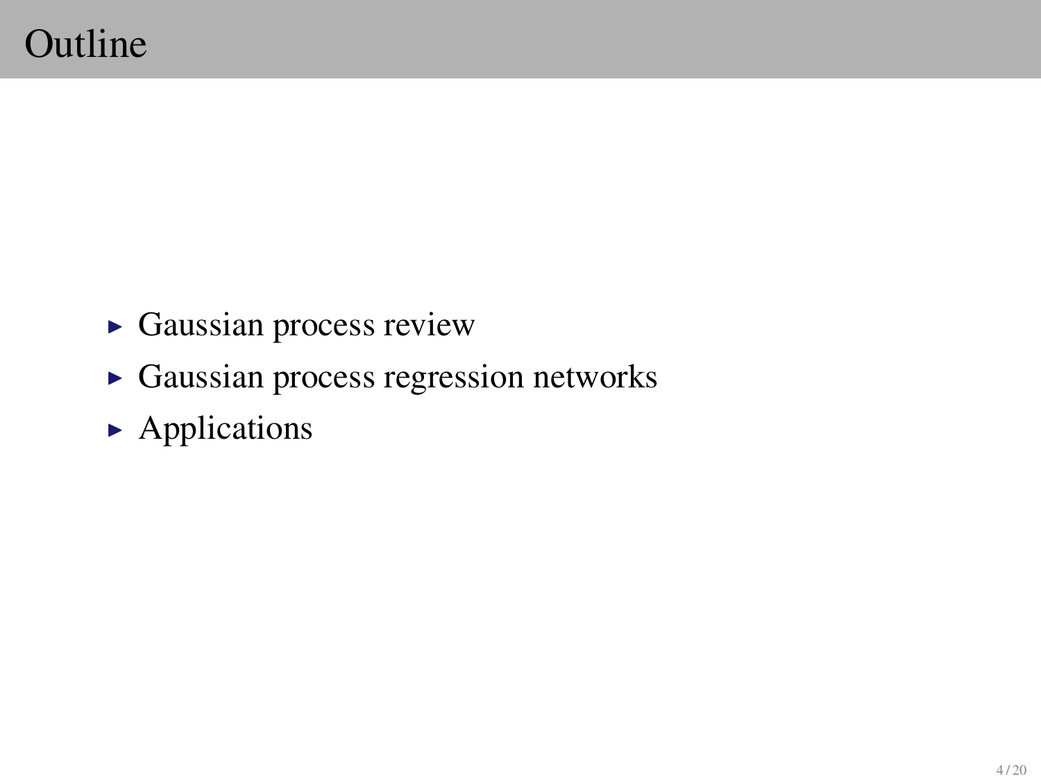# Outline

- Gaussian process review
- Gaussian process regression networks
- Applications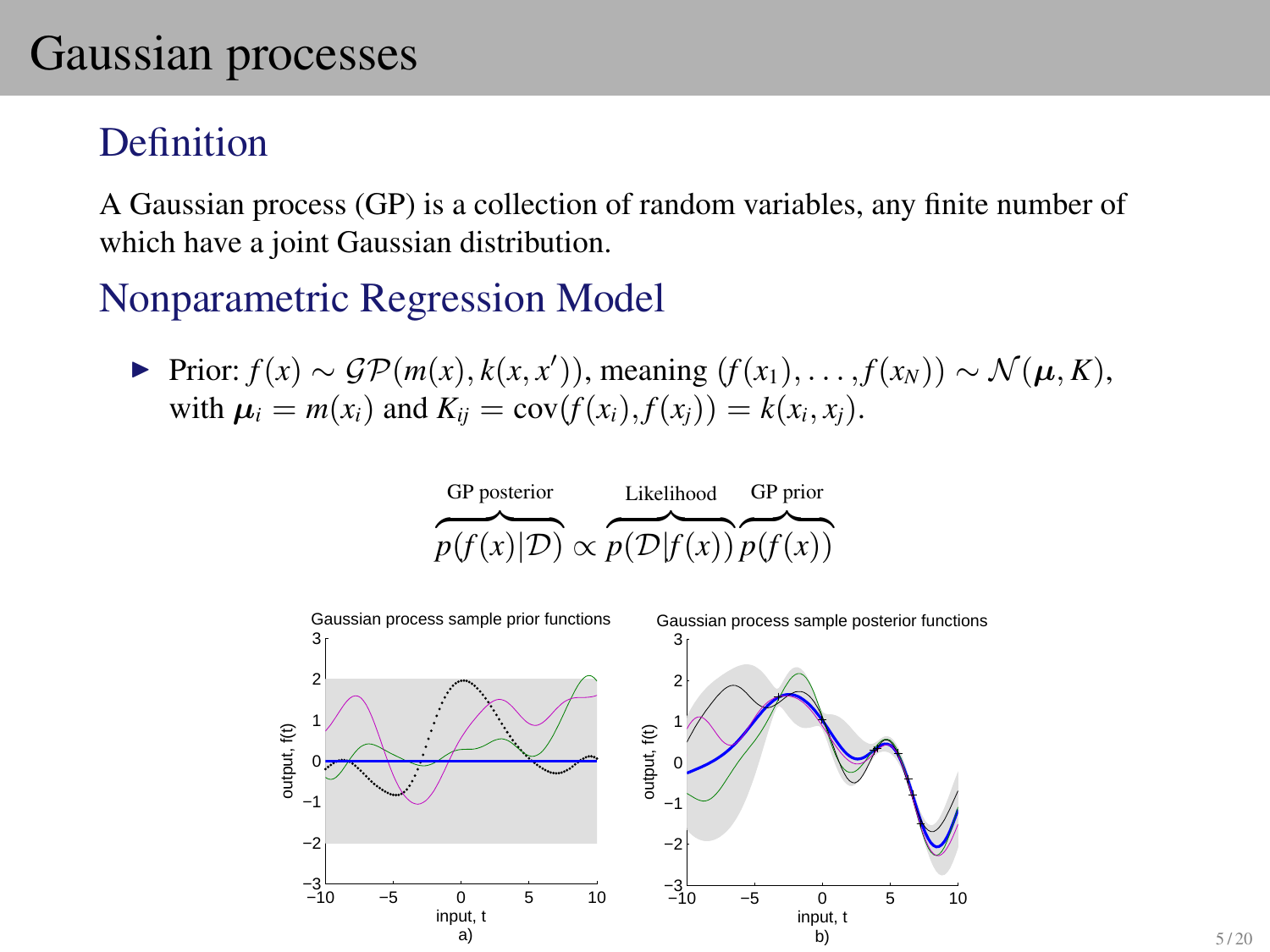# Gaussian processes

## Definition

A Gaussian process (GP) is a collection of random variables, any finite number of which have a joint Gaussian distribution.

## Nonparametric Regression Model

- Prior: $f(x) \sim \mathcal{GP}(m(x), k(x, x'))$, meaning $(f(x_1), \ldots, f(x_N)) \sim \mathcal{N}(\boldsymbol{\mu}, K)$, with $\boldsymbol{\mu}_i = m(x_i)$ and $K_{ij} = \text{cov}(f(x_i), f(x_j)) = k(x_i, x_j)$.

$$\overbrace{p(f(x)|\mathcal{D})}^{\text{GP posterior}} \propto \overbrace{p(\mathcal{D}|f(x))}^{\text{Likelihood}} \overbrace{p(f(x))}^{\text{GP prior}}$$

a) Gaussian process sample prior functions

b) Gaussian process sample posterior functions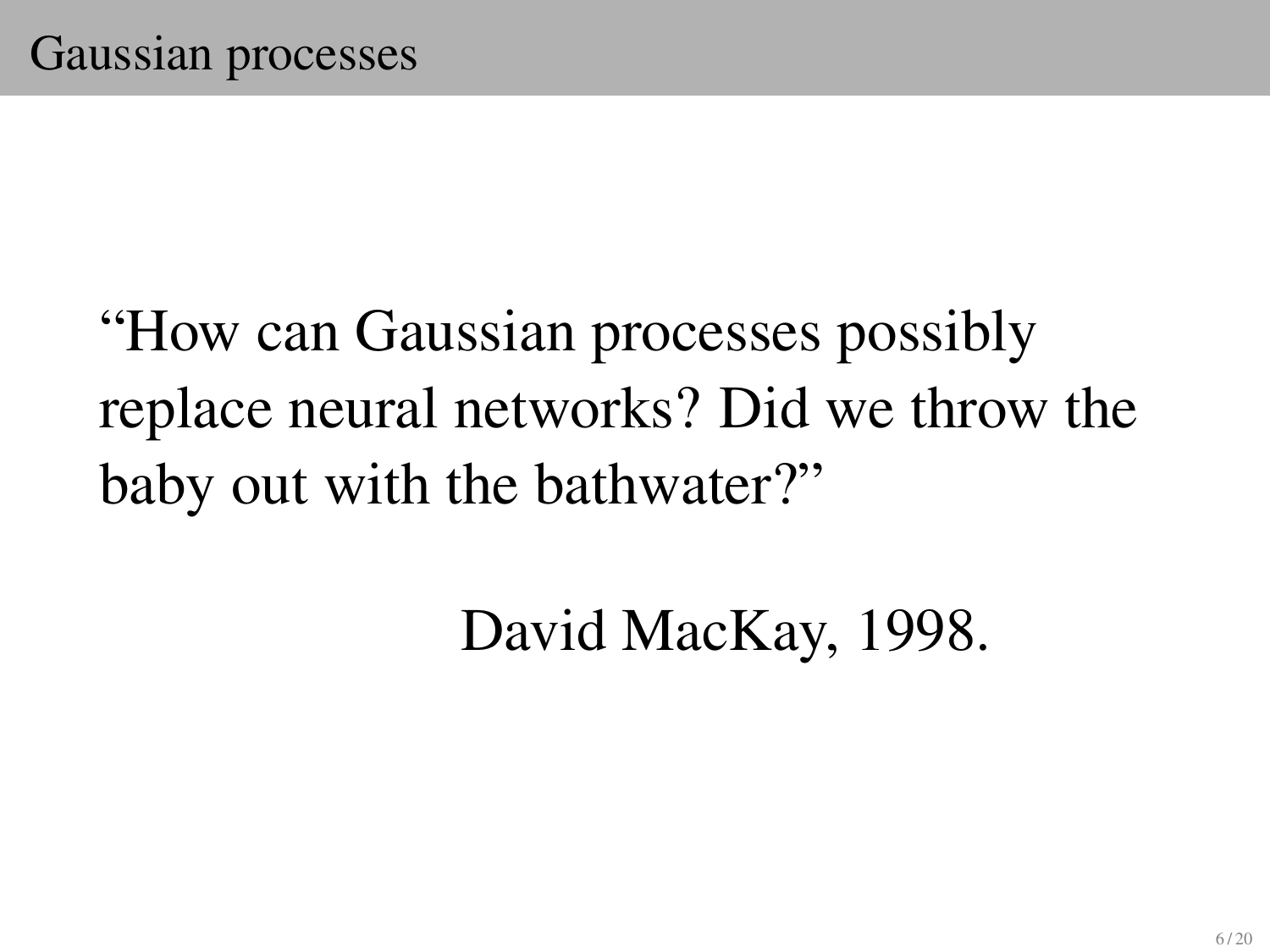# Gaussian processes

"How can Gaussian processes possibly replace neural networks? Did we throw the baby out with the bathwater?"

David MacKay, 1998.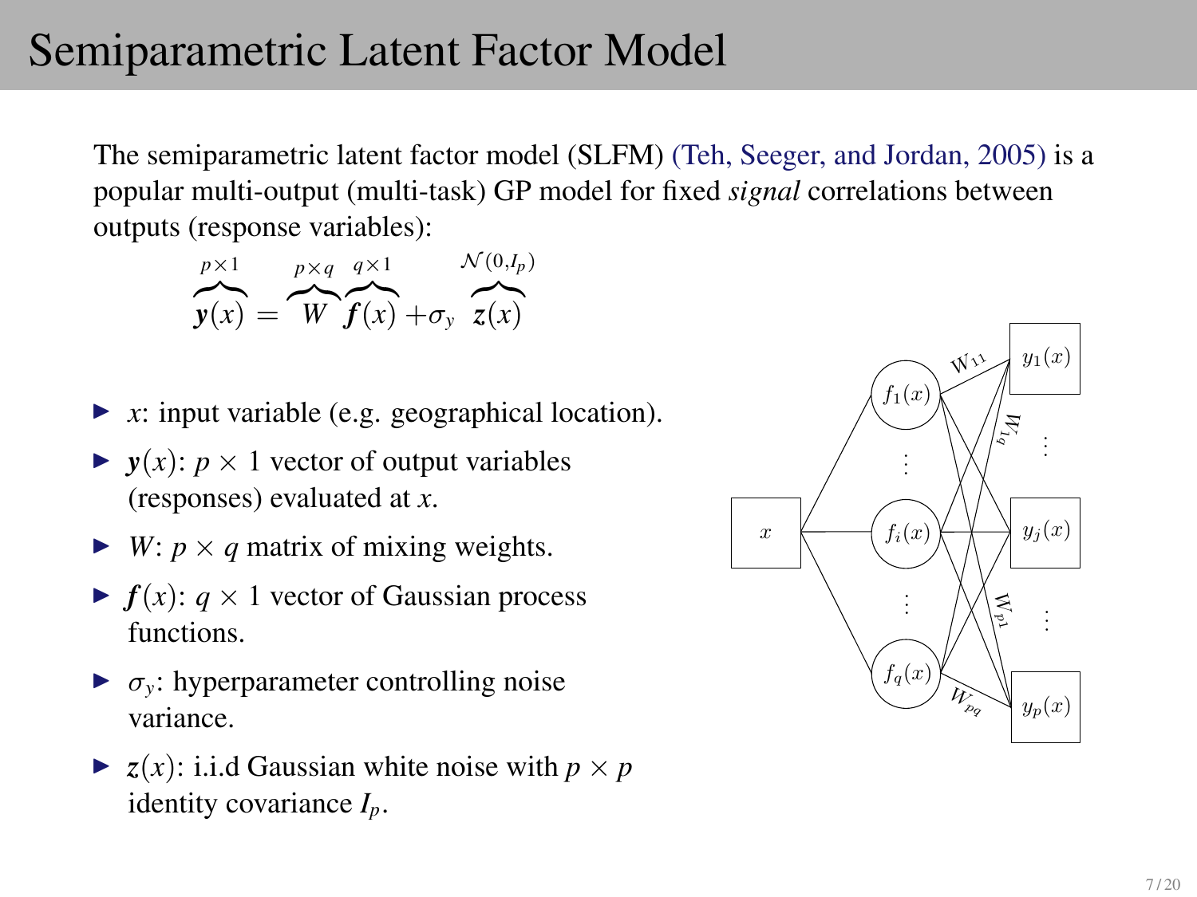# Semiparametric Latent Factor Model

The semiparametric latent factor model (SLFM) (Teh, Seeger, and Jordan, 2005) is a popular multi-output (multi-task) GP model for fixed *signal* correlations between outputs (response variables):

$$\overbrace{\boldsymbol{y}(x)}^{p\times 1} = \overbrace{W}^{p\times q}\overbrace{\boldsymbol{f}(x)}^{q\times 1} + \sigma_y \overbrace{\boldsymbol{z}(x)}^{\mathcal{N}(0,I_p)}$$

- $x$: input variable (e.g. geographical location).
- $\boldsymbol{y}(x)$: $p \times 1$ vector of output variables (responses) evaluated at $x$.
- $W$: $p \times q$ matrix of mixing weights.
- $\boldsymbol{f}(x)$: $q \times 1$ vector of Gaussian process functions.
- $\sigma_y$: hyperparameter controlling noise variance.
- $\boldsymbol{z}(x)$: i.i.d Gaussian white noise with $p \times p$ identity covariance $I_p$.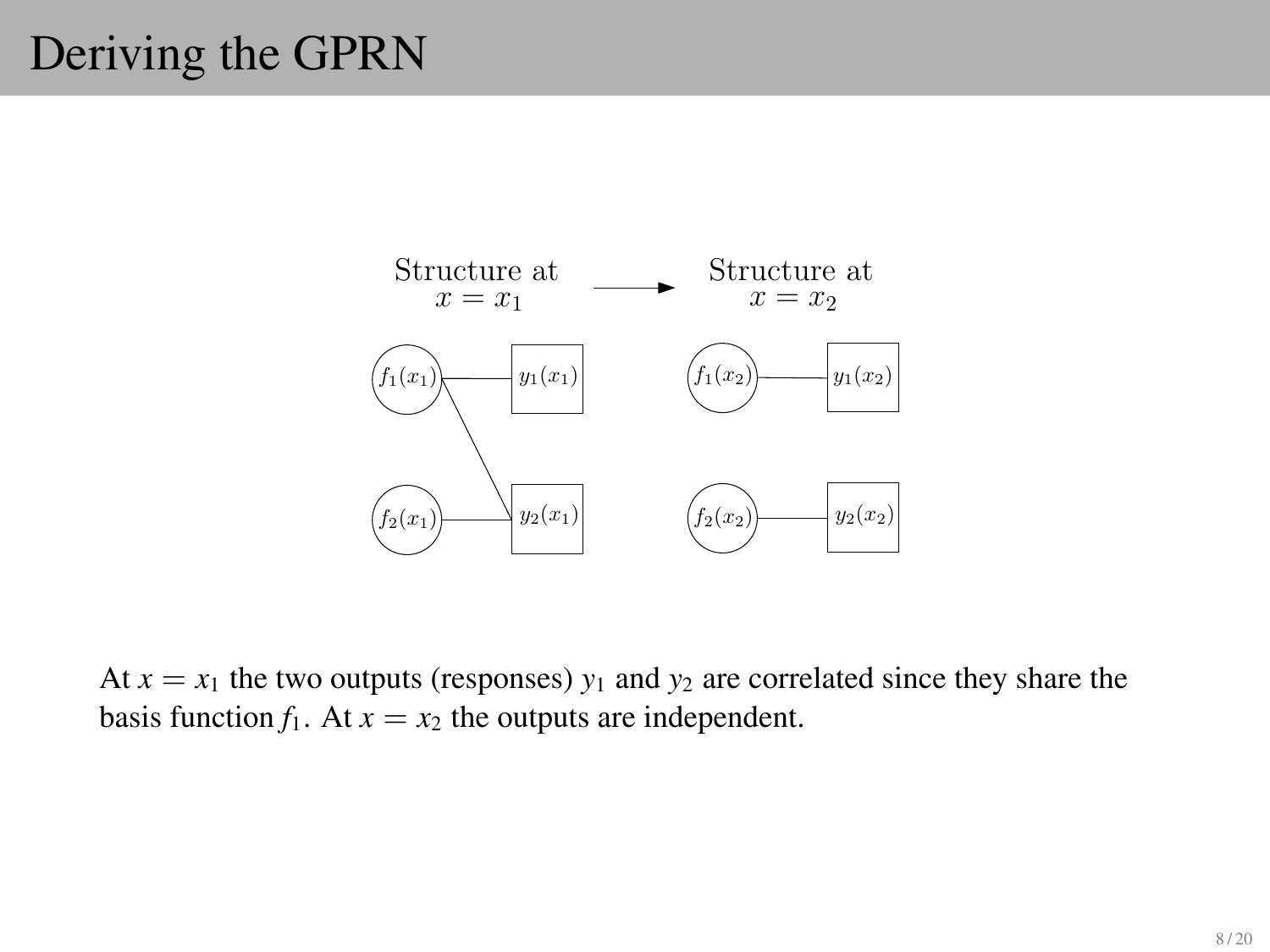# Deriving the GPRN

Structure at $x = x_1$ → Structure at $x = x_2$

$f_1(x_1)$, $f_2(x_1)$, $y_1(x_1)$, $y_2(x_1)$ — $f_1(x_2)$, $f_2(x_2)$, $y_1(x_2)$, $y_2(x_2)$

At $x = x_1$ the two outputs (responses) $y_1$ and $y_2$ are correlated since they share the basis function $f_1$. At $x = x_2$ the outputs are independent.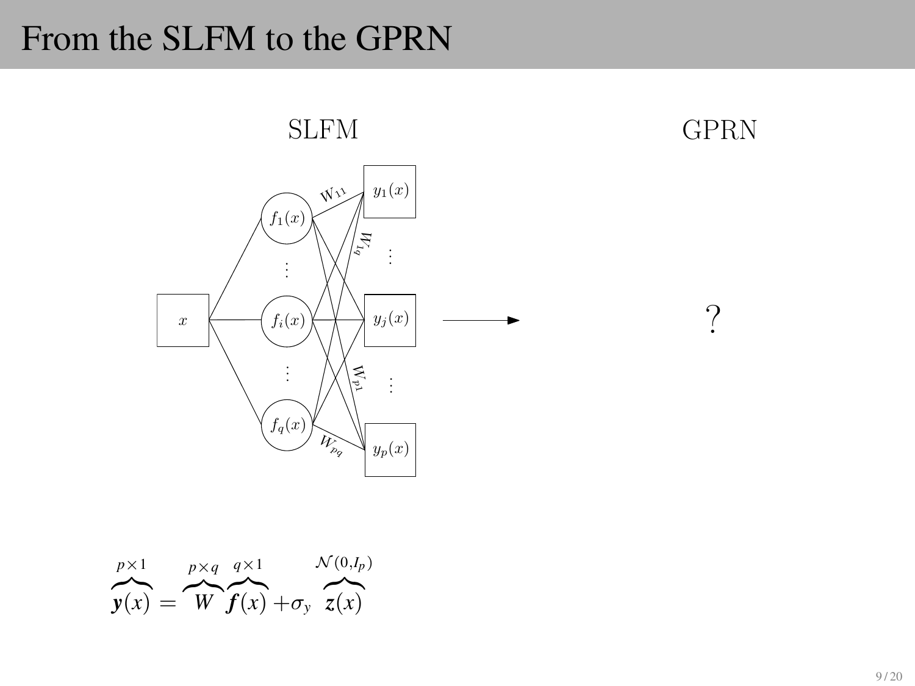# From the SLFM to the GPRN

SLFM

GPRN

?

$$\overbrace{\boldsymbol{y}(x)}^{p\times 1} = \overbrace{W}^{p\times q}\overbrace{\boldsymbol{f}(x)}^{q\times 1} + \sigma_y \overbrace{\boldsymbol{z}(x)}^{\mathcal{N}(0,I_p)}$$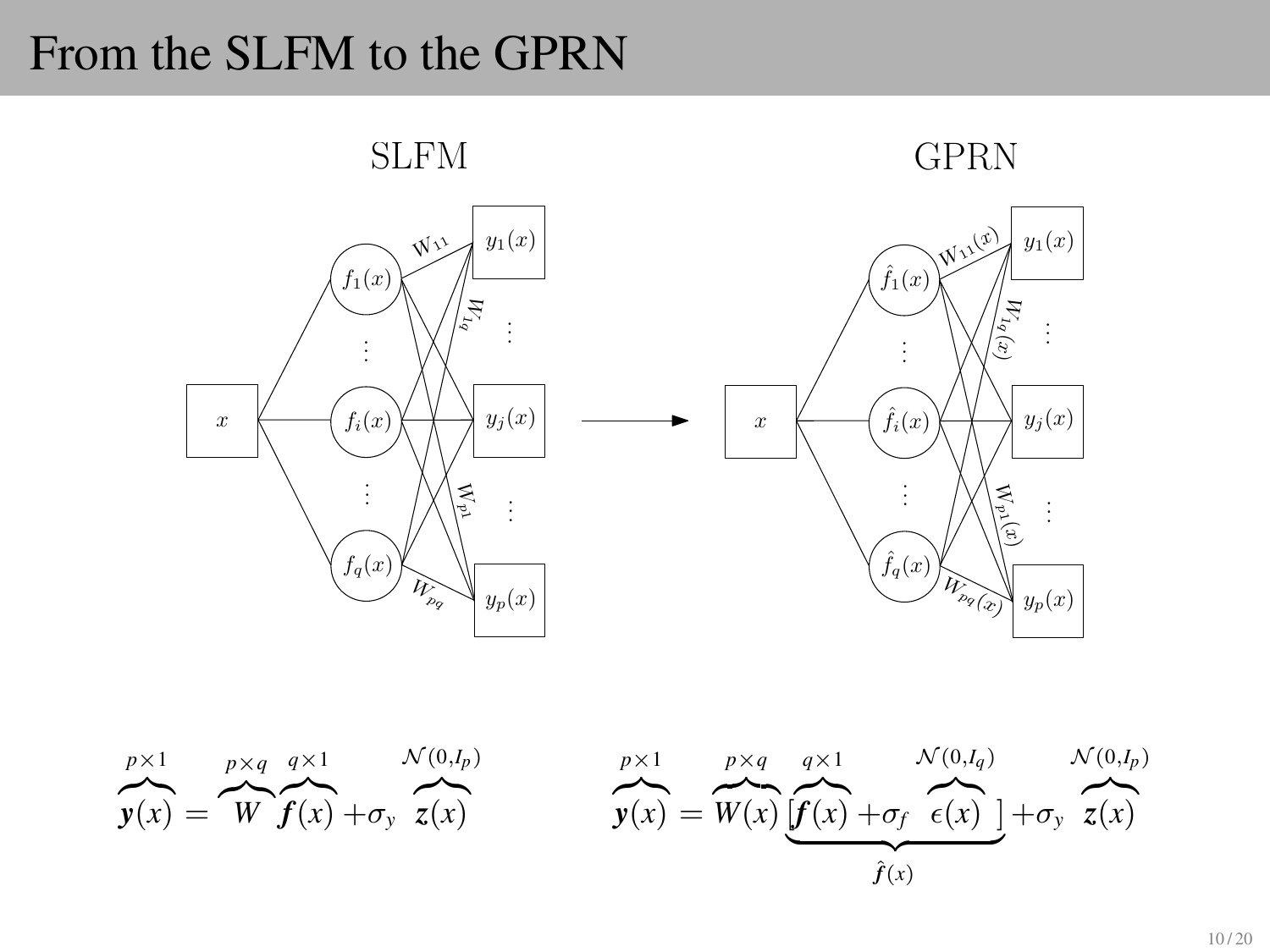# From the SLFM to the GPRN

SLFM → GPRN

$$\overbrace{\boldsymbol{y}(x)}^{p\times 1} = \overbrace{W}^{p\times q}\overbrace{\boldsymbol{f}(x)}^{q\times 1} + \sigma_y \overbrace{\boldsymbol{z}(x)}^{\mathcal{N}(0,I_p)}$$

$$\overbrace{\boldsymbol{y}(x)}^{p\times 1} = \overbrace{W(x)}^{p\times q}\underbrace{[\overbrace{\boldsymbol{f}(x)}^{q\times 1} + \sigma_f \overbrace{\epsilon(x)}^{\mathcal{N}(0,I_q)}]}_{\hat{\boldsymbol{f}}(x)} + \sigma_y \overbrace{\boldsymbol{z}(x)}^{\mathcal{N}(0,I_p)}$$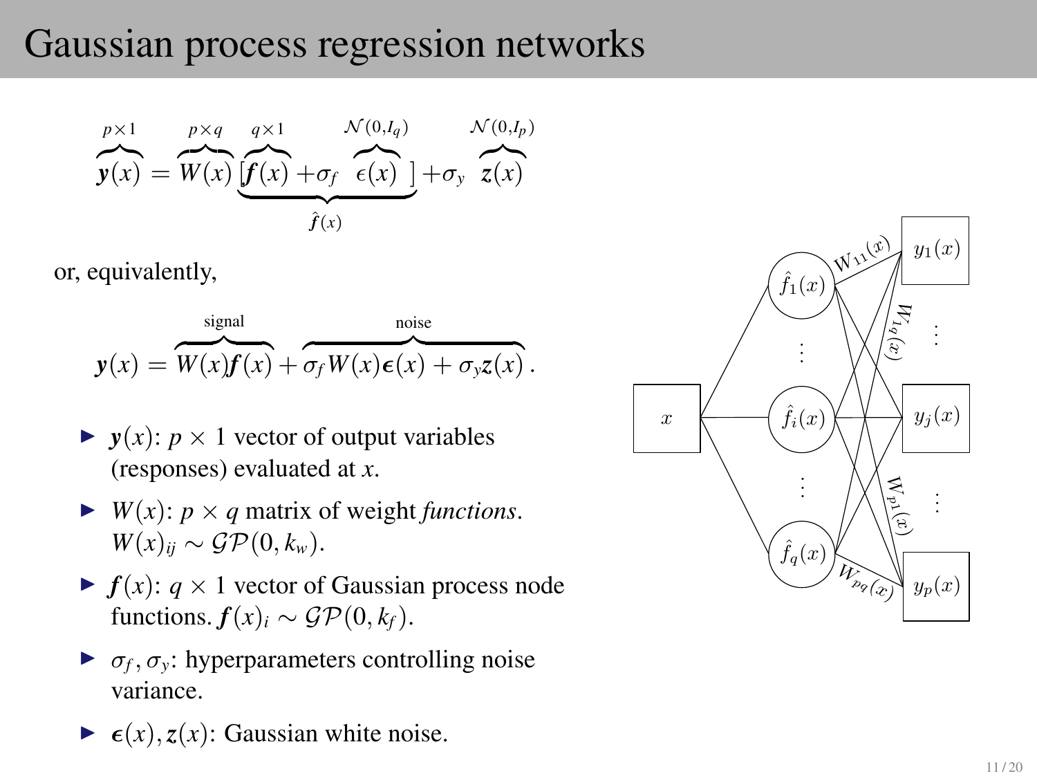# Gaussian process regression networks

$$\overbrace{\boldsymbol{y}(x)}^{p\times 1} = \overbrace{W(x)}^{p\times q}\underbrace{[\overbrace{\boldsymbol{f}(x)}^{q\times 1} + \sigma_f \overbrace{\boldsymbol{\epsilon}(x)}^{\mathcal{N}(0,I_q)}]}_{\hat{\boldsymbol{f}}(x)} + \sigma_y \overbrace{\boldsymbol{z}(x)}^{\mathcal{N}(0,I_p)}$$

or, equivalently,

$$\boldsymbol{y}(x) = \overbrace{W(x)\boldsymbol{f}(x)}^{\text{signal}} + \overbrace{\sigma_f W(x)\boldsymbol{\epsilon}(x) + \sigma_y \boldsymbol{z}(x)}^{\text{noise}}.$$

- $\boldsymbol{y}(x)$: $p \times 1$ vector of output variables (responses) evaluated at $x$.
- $W(x)$: $p \times q$ matrix of weight *functions*. $W(x)_{ij} \sim \mathcal{GP}(0, k_w)$.
- $\boldsymbol{f}(x)$: $q \times 1$ vector of Gaussian process node functions. $\boldsymbol{f}(x)_i \sim \mathcal{GP}(0, k_f)$.
- $\sigma_f, \sigma_y$: hyperparameters controlling noise variance.
- $\boldsymbol{\epsilon}(x), \boldsymbol{z}(x)$: Gaussian white noise.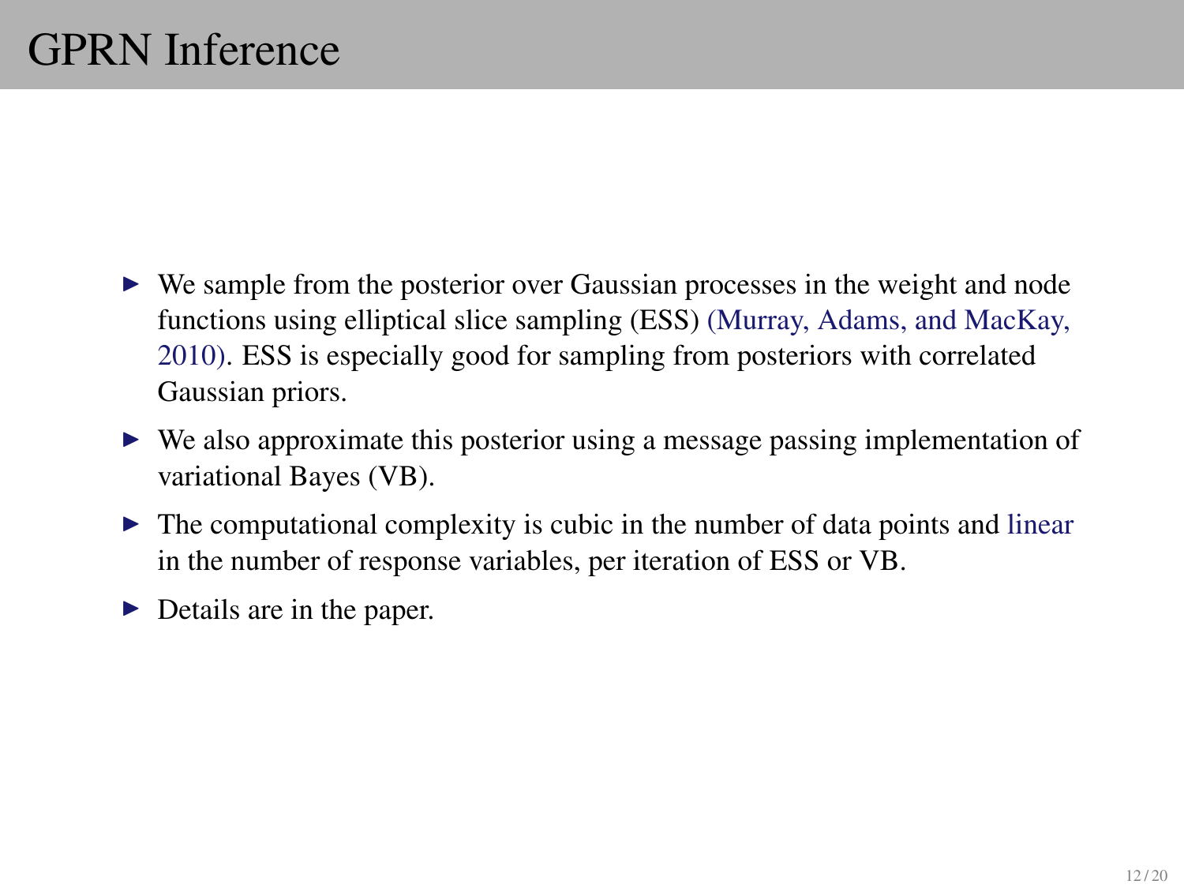# GPRN Inference

- We sample from the posterior over Gaussian processes in the weight and node functions using elliptical slice sampling (ESS) (Murray, Adams, and MacKay, 2010). ESS is especially good for sampling from posteriors with correlated Gaussian priors.
- We also approximate this posterior using a message passing implementation of variational Bayes (VB).
- The computational complexity is cubic in the number of data points and linear in the number of response variables, per iteration of ESS or VB.
- Details are in the paper.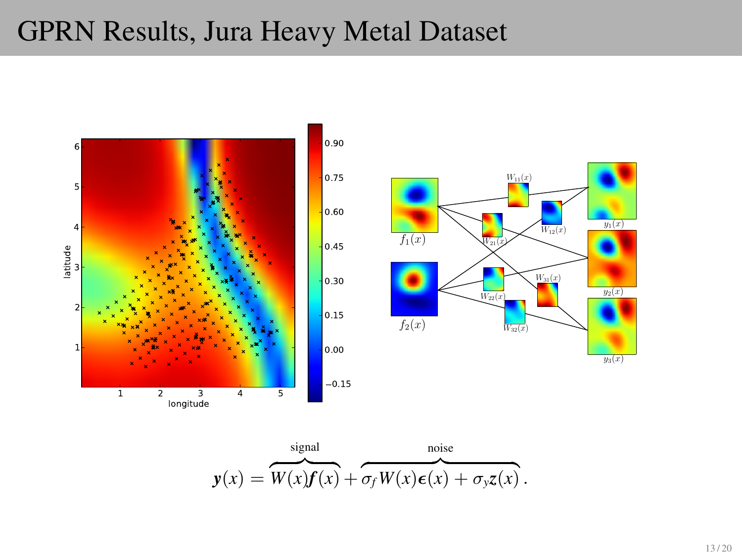# GPRN Results, Jura Heavy Metal Dataset

$$\boldsymbol{y}(x) = \overbrace{W(x)\boldsymbol{f}(x)}^{\text{signal}} + \overbrace{\sigma_f W(x)\boldsymbol{\epsilon}(x) + \sigma_y \boldsymbol{z}(x)}^{\text{noise}}.$$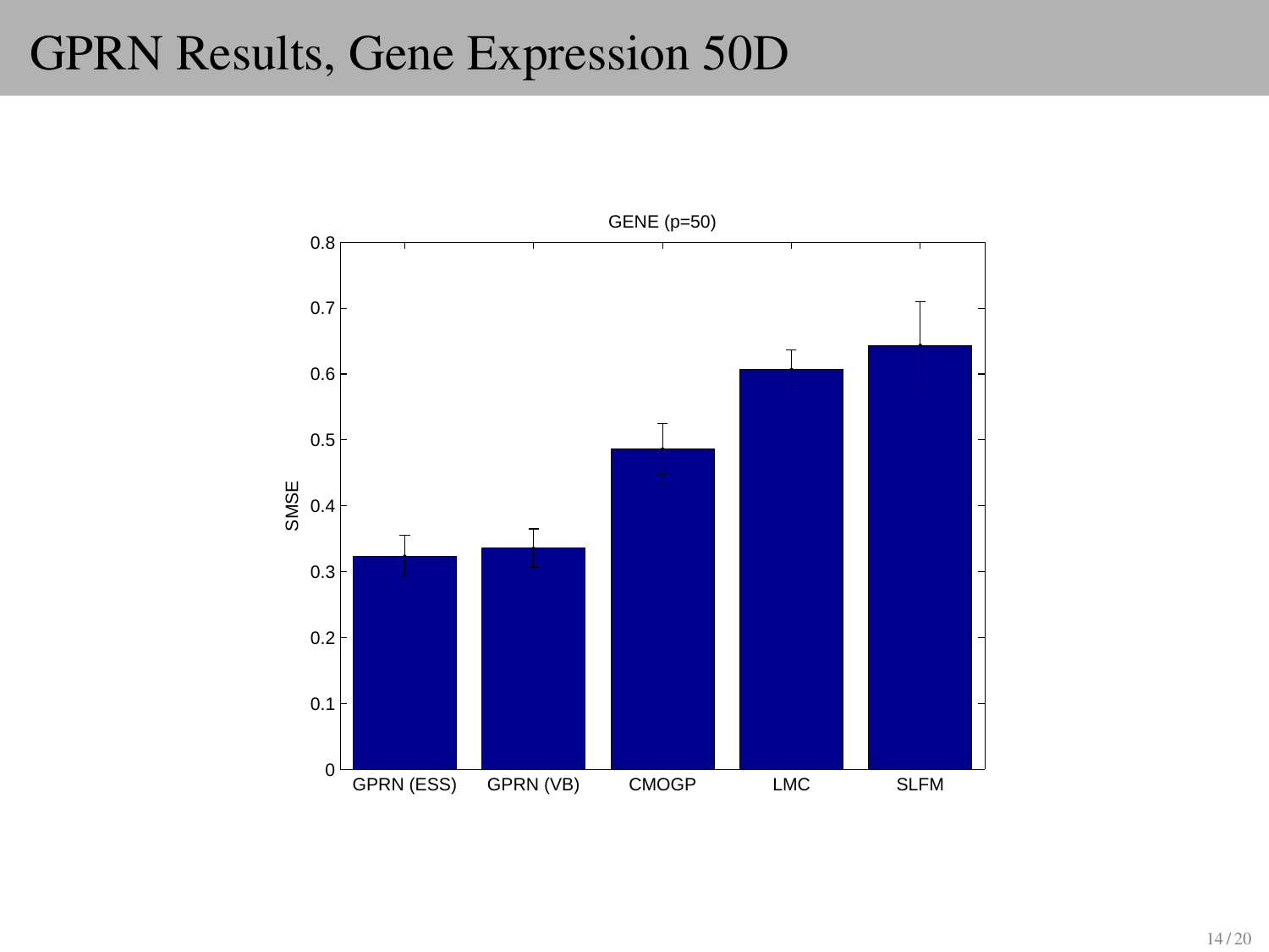# GPRN Results, Gene Expression 50D

GENE (p=50)

| Method | SMSE |
|---|---|
| GPRN (ESS) | ~0.32 |
| GPRN (VB) | ~0.34 |
| CMOGP | ~0.49 |
| LMC | ~0.61 |
| SLFM | ~0.64 |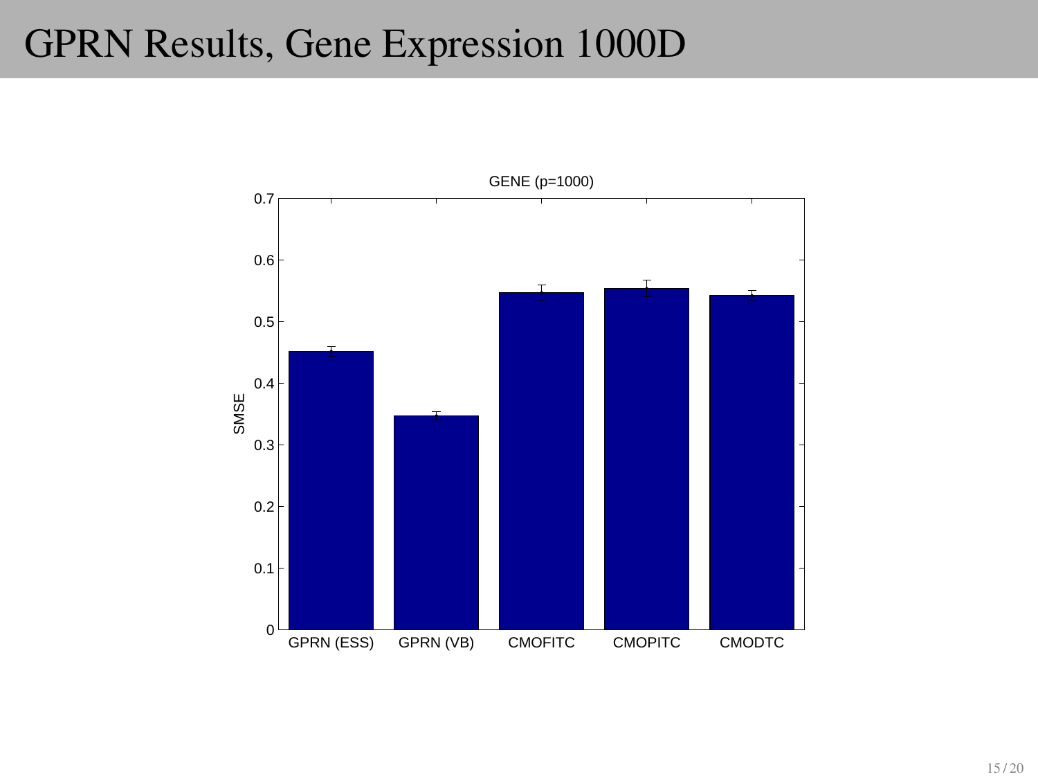# GPRN Results, Gene Expression 1000D

GENE (p=1000)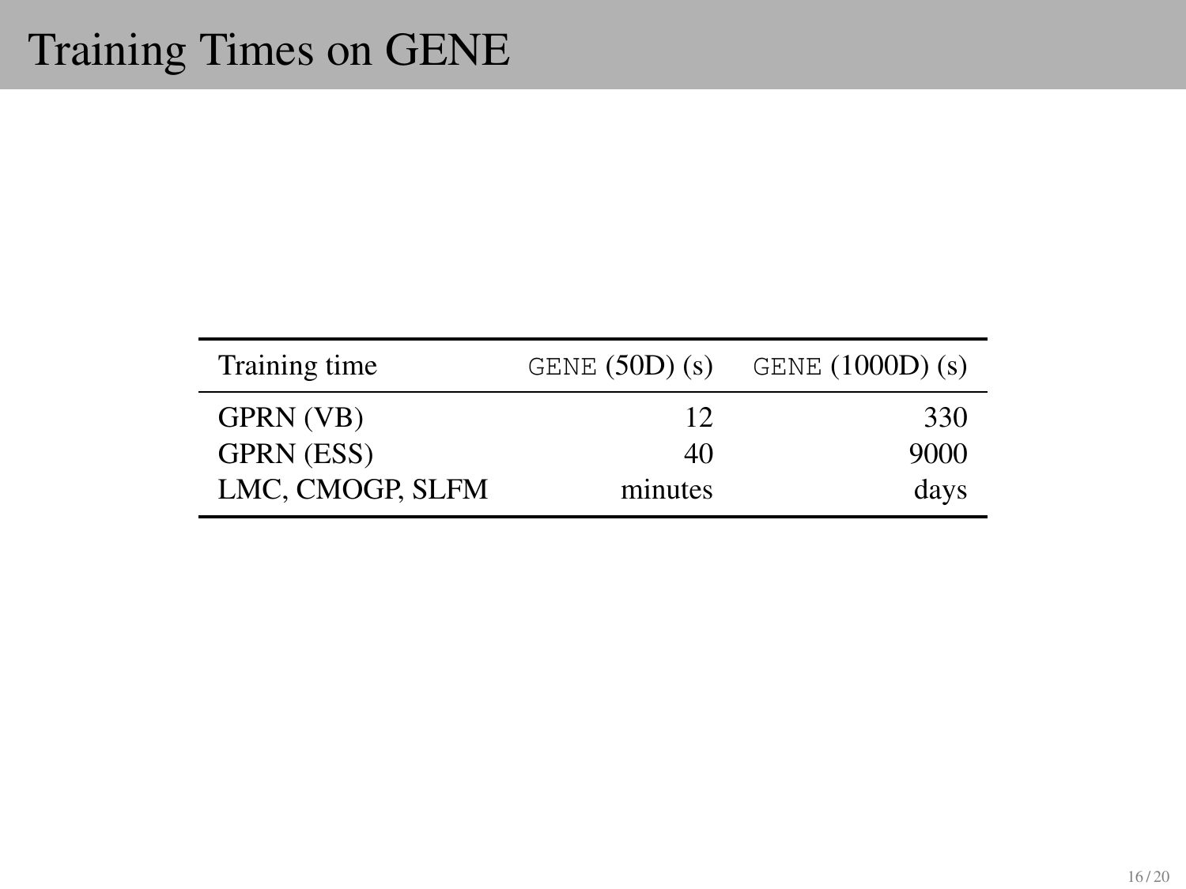# Training Times on GENE

| Training time | GENE (50D) (s) | GENE (1000D) (s) |
|---|---:|---:|
| GPRN (VB) | 12 | 330 |
| GPRN (ESS) | 40 | 9000 |
| LMC, CMOGP, SLFM | minutes | days |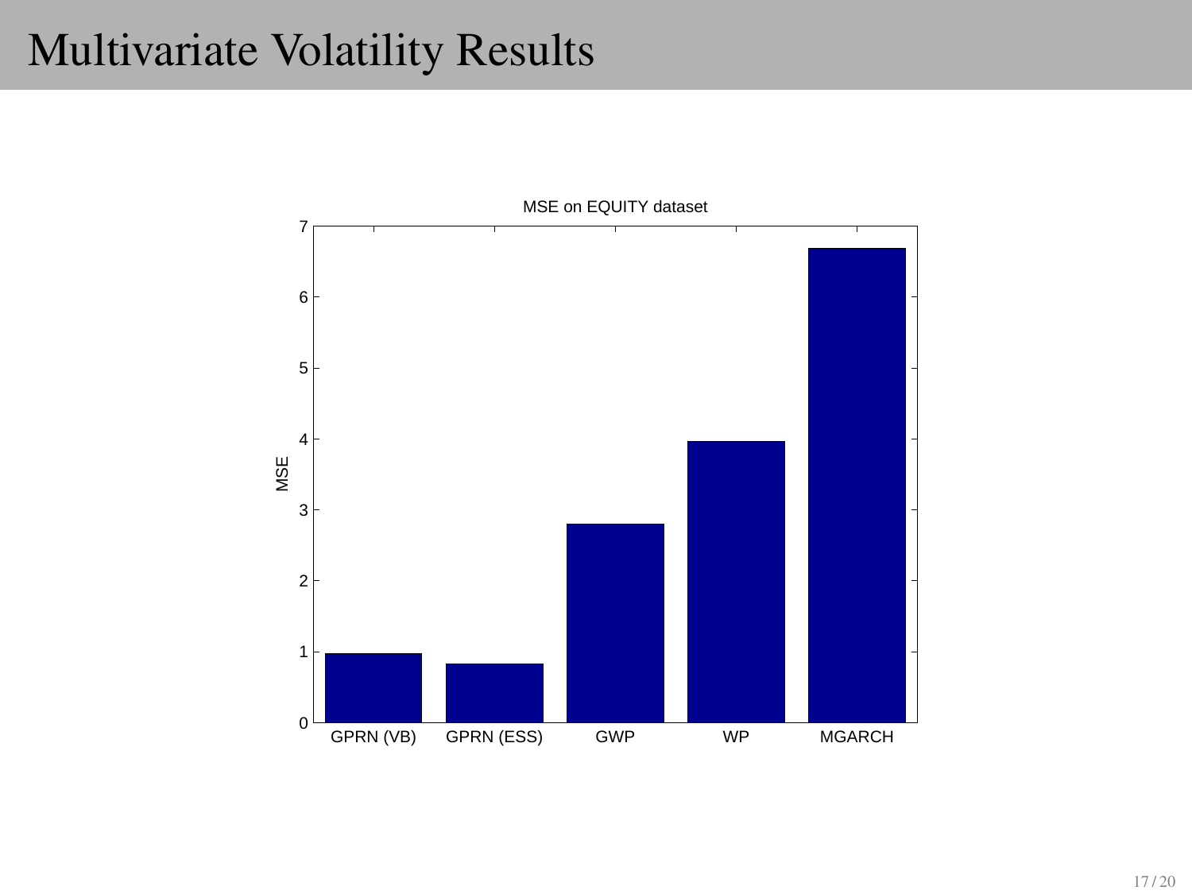# Multivariate Volatility Results

MSE on EQUITY dataset

| Method | MSE |
| --- | --- |
| GPRN (VB) | ~0.97 |
| GPRN (ESS) | ~0.83 |
| GWP | ~2.8 |
| WP | ~3.97 |
| MGARCH | ~6.68 |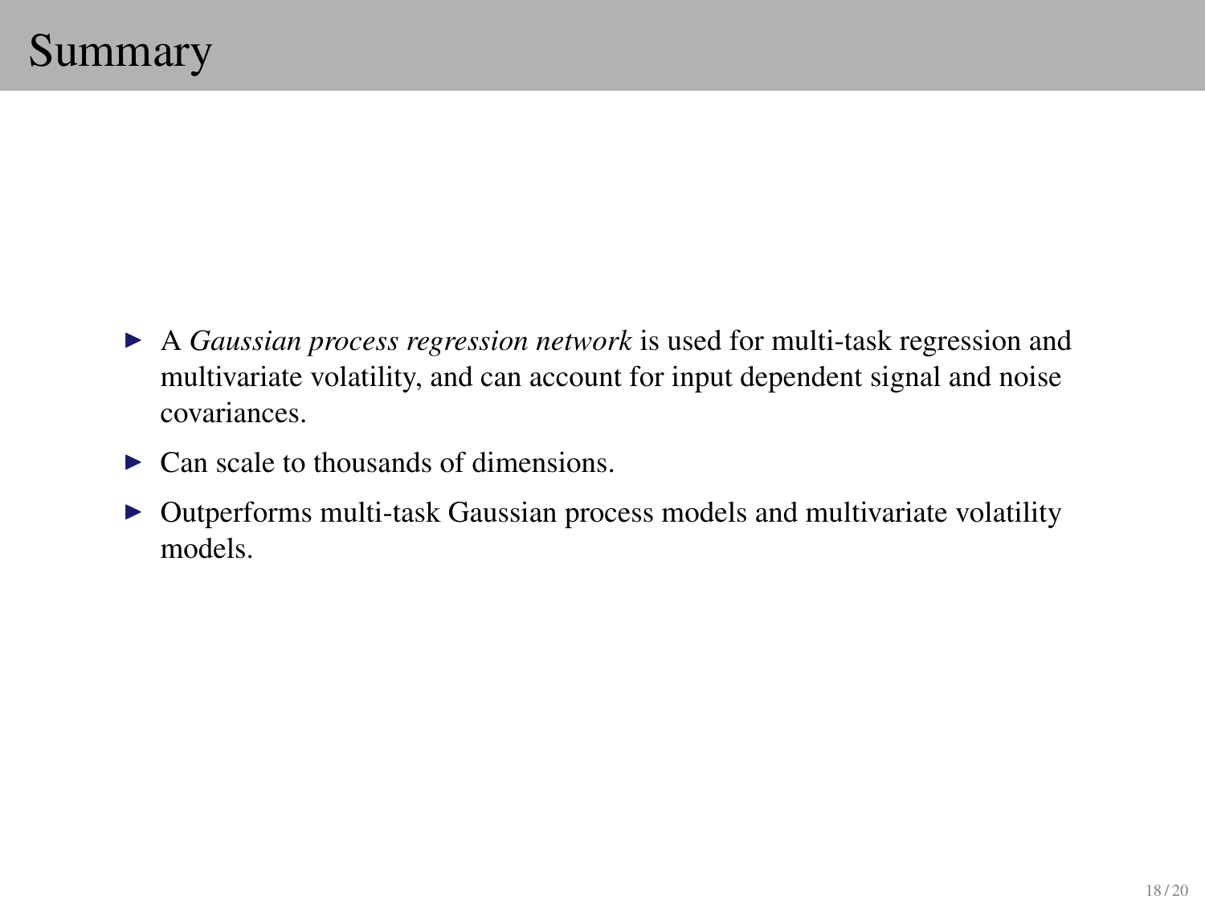# Summary

- A *Gaussian process regression network* is used for multi-task regression and multivariate volatility, and can account for input dependent signal and noise covariances.
- Can scale to thousands of dimensions.
- Outperforms multi-task Gaussian process models and multivariate volatility models.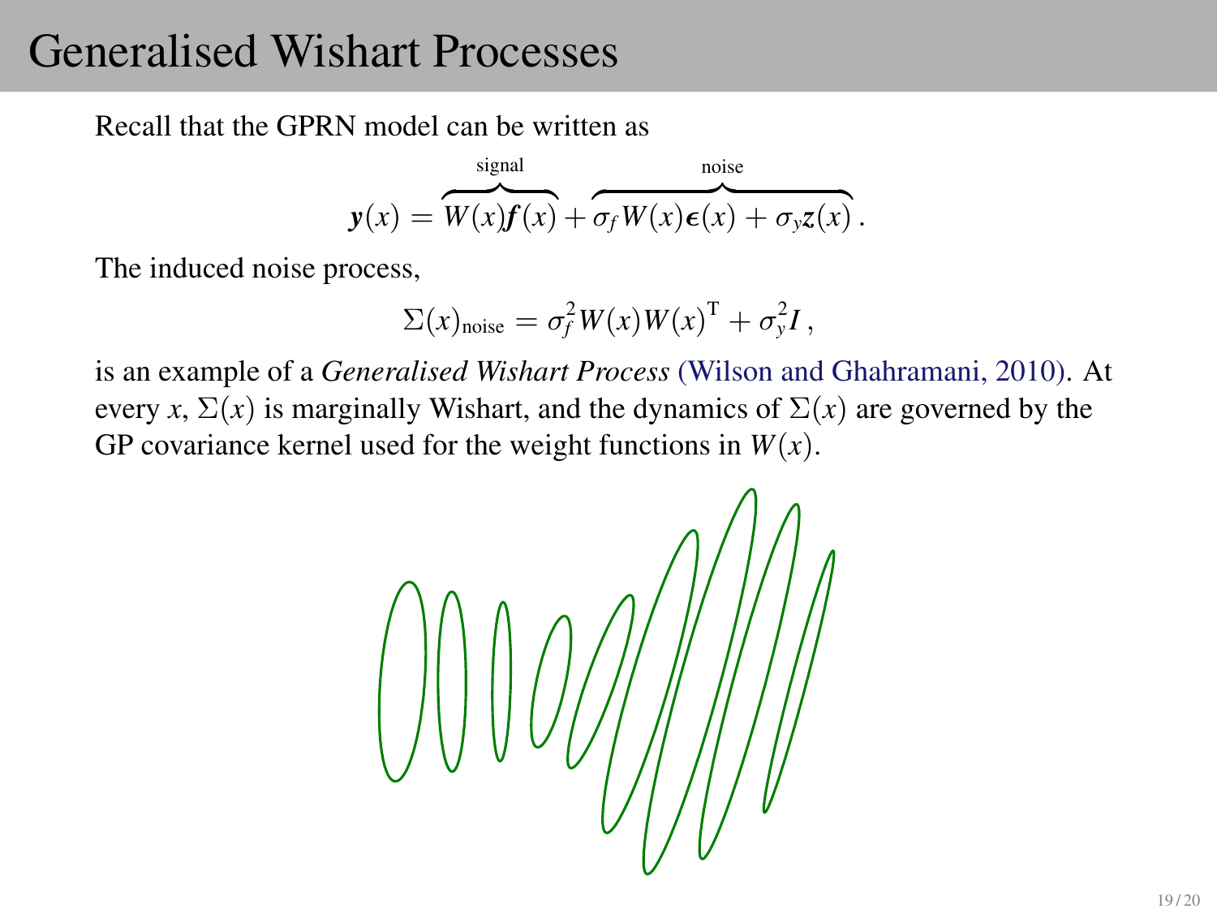# Generalised Wishart Processes

Recall that the GPRN model can be written as

$$\boldsymbol{y}(x) = \overbrace{W(x)\boldsymbol{f}(x)}^{\text{signal}} + \overbrace{\sigma_f W(x)\boldsymbol{\epsilon}(x) + \sigma_y \boldsymbol{z}(x)}^{\text{noise}}.$$

The induced noise process,

$$\Sigma(x)_{\text{noise}} = \sigma_f^2 W(x) W(x)^{\mathrm{T}} + \sigma_y^2 \boldsymbol{I},$$

is an example of a *Generalised Wishart Process* (Wilson and Ghahramani, 2010). At every $x$, $\Sigma(x)$ is marginally Wishart, and the dynamics of $\Sigma(x)$ are governed by the GP covariance kernel used for the weight functions in $W(x)$.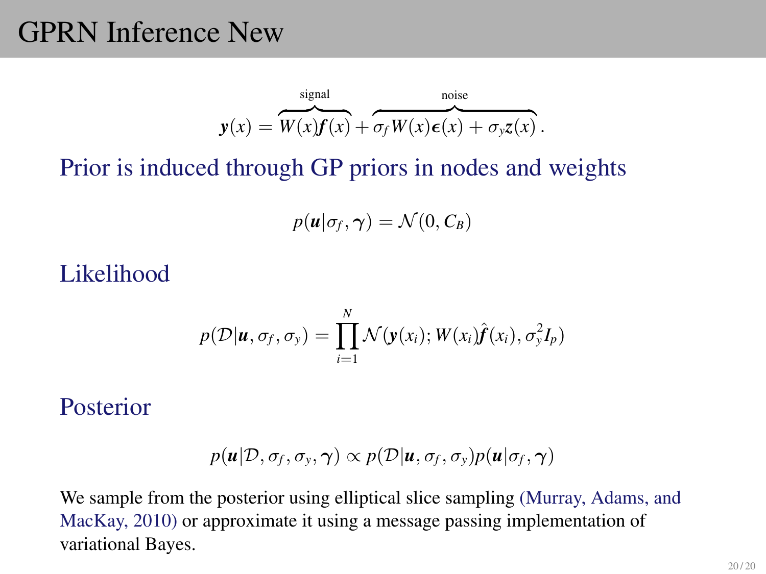# GPRN Inference New

$$\boldsymbol{y}(x) = \overbrace{W(x)\boldsymbol{f}(x)}^{\text{signal}} + \overbrace{\sigma_f W(x)\boldsymbol{\epsilon}(x) + \sigma_y \boldsymbol{z}(x)}^{\text{noise}}.$$

Prior is induced through GP priors in nodes and weights

$$p(\boldsymbol{u}|\sigma_f, \boldsymbol{\gamma}) = \mathcal{N}(0, C_B)$$

Likelihood

$$p(\mathcal{D}|\boldsymbol{u}, \sigma_f, \sigma_y) = \prod_{i=1}^{N} \mathcal{N}(\boldsymbol{y}(x_i); W(x_i)\hat{\boldsymbol{f}}(x_i), \sigma_y^2 I_p)$$

Posterior

$$p(\boldsymbol{u}|\mathcal{D}, \sigma_f, \sigma_y, \boldsymbol{\gamma}) \propto p(\mathcal{D}|\boldsymbol{u}, \sigma_f, \sigma_y) p(\boldsymbol{u}|\sigma_f, \boldsymbol{\gamma})$$

We sample from the posterior using elliptical slice sampling (Murray, Adams, and MacKay, 2010) or approximate it using a message passing implementation of variational Bayes.